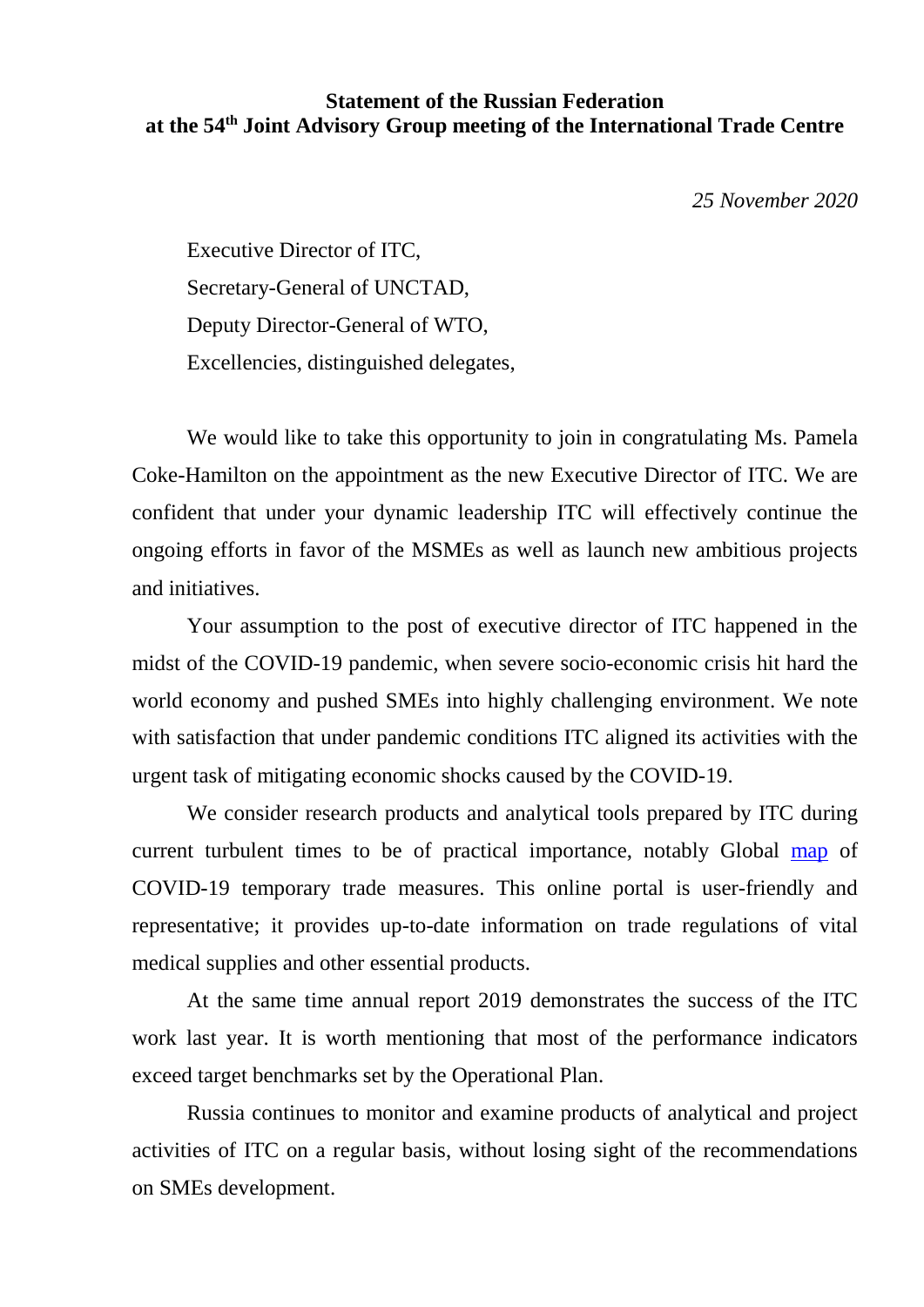**Statement of the Russian Federation**
**at the 54th Joint Advisory Group meeting of the International Trade Centre**

*25 November 2020*

Executive Director of ITC,
Secretary-General of UNCTAD,
Deputy Director-General of WTO,
Excellencies, distinguished delegates,

We would like to take this opportunity to join in congratulating Ms. Pamela Coke-Hamilton on the appointment as the new Executive Director of ITC. We are confident that under your dynamic leadership ITC will effectively continue the ongoing efforts in favor of the MSMEs as well as launch new ambitious projects and initiatives.

Your assumption to the post of executive director of ITC happened in the midst of the COVID-19 pandemic, when severe socio-economic crisis hit hard the world economy and pushed SMEs into highly challenging environment. We note with satisfaction that under pandemic conditions ITC aligned its activities with the urgent task of mitigating economic shocks caused by the COVID-19.

We consider research products and analytical tools prepared by ITC during current turbulent times to be of practical importance, notably Global map of COVID-19 temporary trade measures. This online portal is user-friendly and representative; it provides up-to-date information on trade regulations of vital medical supplies and other essential products.

At the same time annual report 2019 demonstrates the success of the ITC work last year. It is worth mentioning that most of the performance indicators exceed target benchmarks set by the Operational Plan.

Russia continues to monitor and examine products of analytical and project activities of ITC on a regular basis, without losing sight of the recommendations on SMEs development.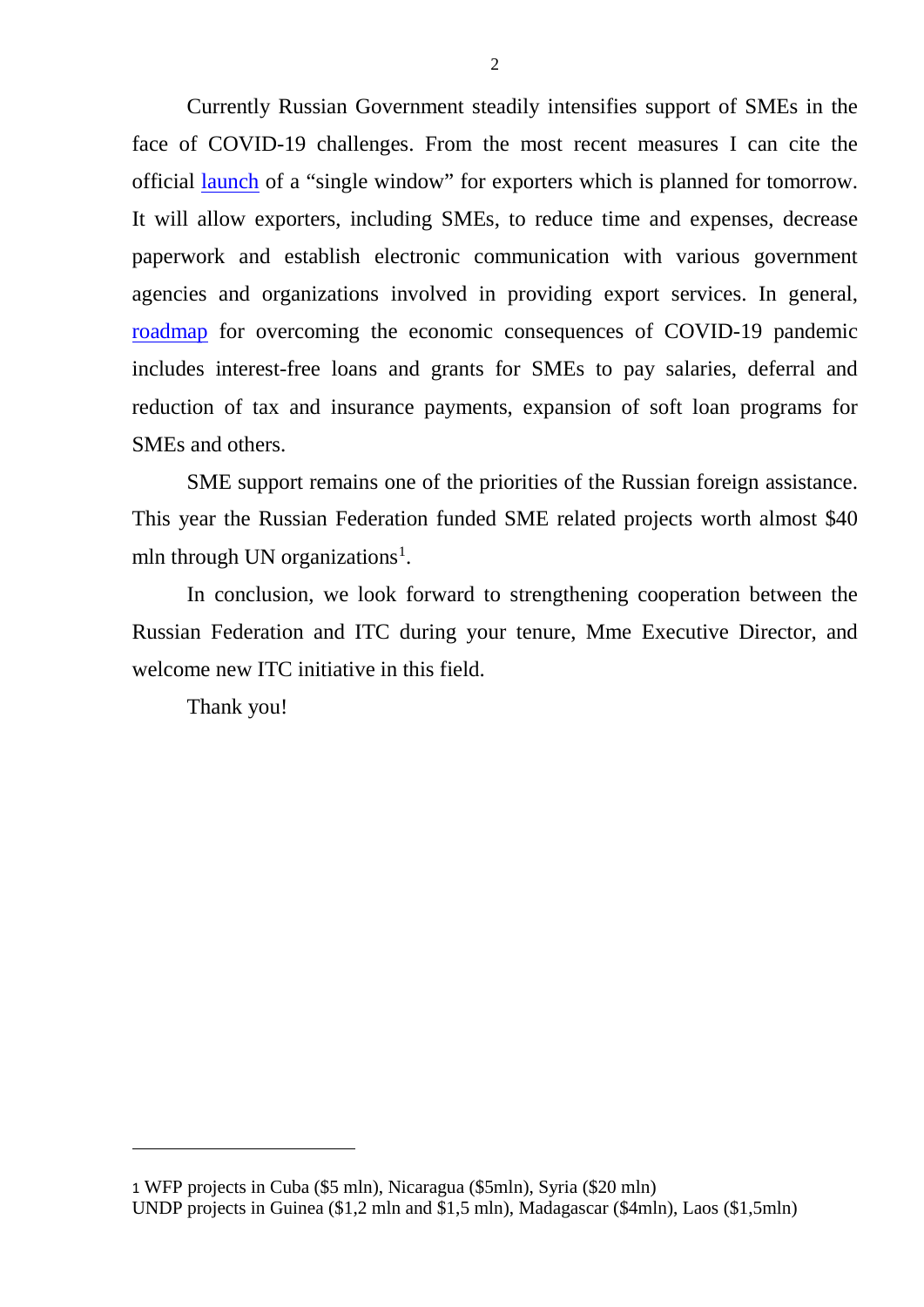Currently Russian Government steadily intensifies support of SMEs in the face of COVID-19 challenges. From the most recent measures I can cite the official launch of a "single window" for exporters which is planned for tomorrow. It will allow exporters, including SMEs, to reduce time and expenses, decrease paperwork and establish electronic communication with various government agencies and organizations involved in providing export services. In general, roadmap for overcoming the economic consequences of COVID-19 pandemic includes interest-free loans and grants for SMEs to pay salaries, deferral and reduction of tax and insurance payments, expansion of soft loan programs for SMEs and others.

SME support remains one of the priorities of the Russian foreign assistance. This year the Russian Federation funded SME related projects worth almost $40 mln through UN organizations[1].

In conclusion, we look forward to strengthening cooperation between the Russian Federation and ITC during your tenure, Mme Executive Director, and welcome new ITC initiative in this field.

Thank you!

---

1 WFP projects in Cuba ($5 mln), Nicaragua ($5mln), Syria ($20 mln)
UNDP projects in Guinea ($1,2 mln and $1,5 mln), Madagascar ($4mln), Laos ($1,5mln)